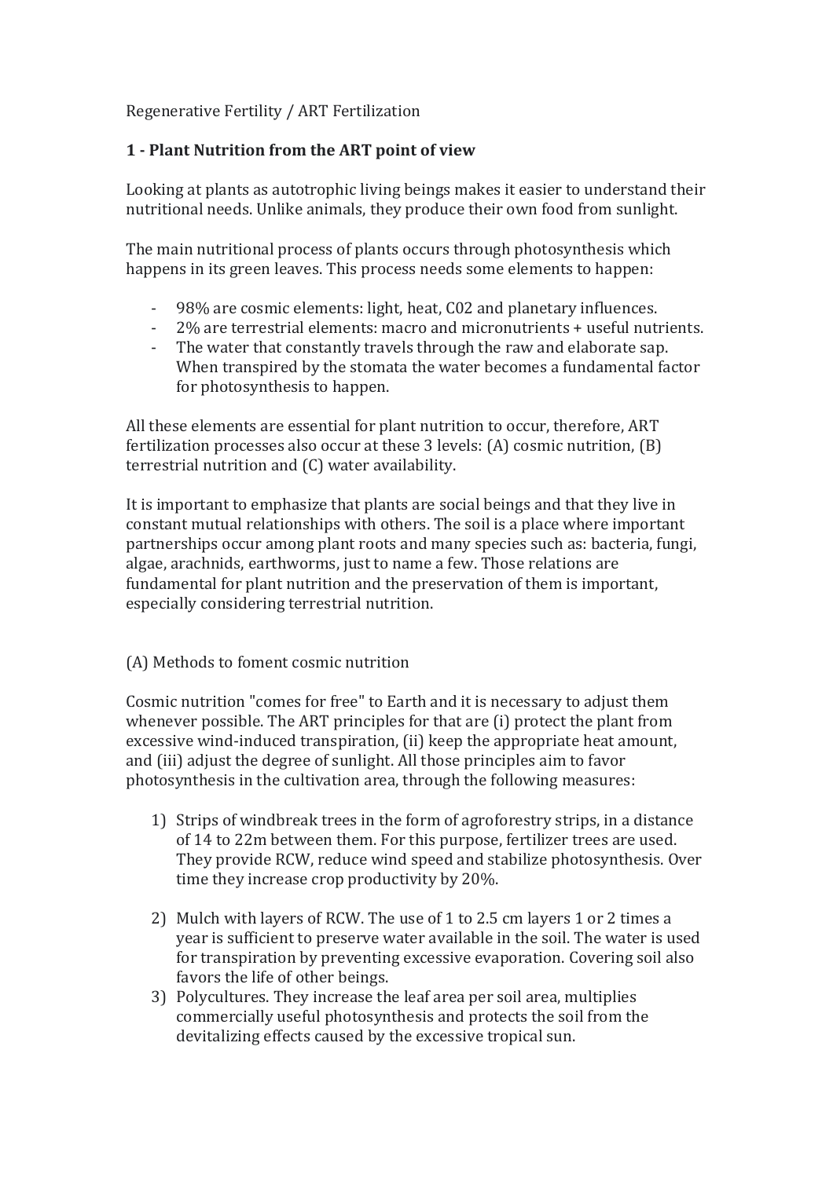Regenerative Fertility / ART Fertilization

## 1 - Plant Nutrition from the ART point of view

Looking at plants as autotrophic living beings makes it easier to understand their nutritional needs. Unlike animals, they produce their own food from sunlight.

The main nutritional process of plants occurs through photosynthesis which happens in its green leaves. This process needs some elements to happen:

- 98% are cosmic elements: light, heat, C02 and planetary influences.
- 2% are terrestrial elements: macro and micronutrients + useful nutrients.
- The water that constantly travels through the raw and elaborate sap. When transpired by the stomata the water becomes a fundamental factor for photosynthesis to happen.

All these elements are essential for plant nutrition to occur, therefore, ART fertilization processes also occur at these 3 levels: (A) cosmic nutrition, (B) terrestrial nutrition and (C) water availability.

It is important to emphasize that plants are social beings and that they live in constant mutual relationships with others. The soil is a place where important partnerships occur among plant roots and many species such as: bacteria, fungi, algae, arachnids, earthworms, just to name a few. Those relations are fundamental for plant nutrition and the preservation of them is important, especially considering terrestrial nutrition.

(A) Methods to foment cosmic nutrition

Cosmic nutrition "comes for free" to Earth and it is necessary to adjust them whenever possible. The ART principles for that are (i) protect the plant from excessive wind-induced transpiration, (ii) keep the appropriate heat amount, and (iii) adjust the degree of sunlight. All those principles aim to favor photosynthesis in the cultivation area, through the following measures:

1) Strips of windbreak trees in the form of agroforestry strips, in a distance of 14 to 22m between them. For this purpose, fertilizer trees are used. They provide RCW, reduce wind speed and stabilize photosynthesis. Over time they increase crop productivity by 20%.

2) Mulch with layers of RCW. The use of 1 to 2.5 cm layers 1 or 2 times a year is sufficient to preserve water available in the soil. The water is used for transpiration by preventing excessive evaporation. Covering soil also favors the life of other beings.
3) Polycultures. They increase the leaf area per soil area, multiplies commercially useful photosynthesis and protects the soil from the devitalizing effects caused by the excessive tropical sun.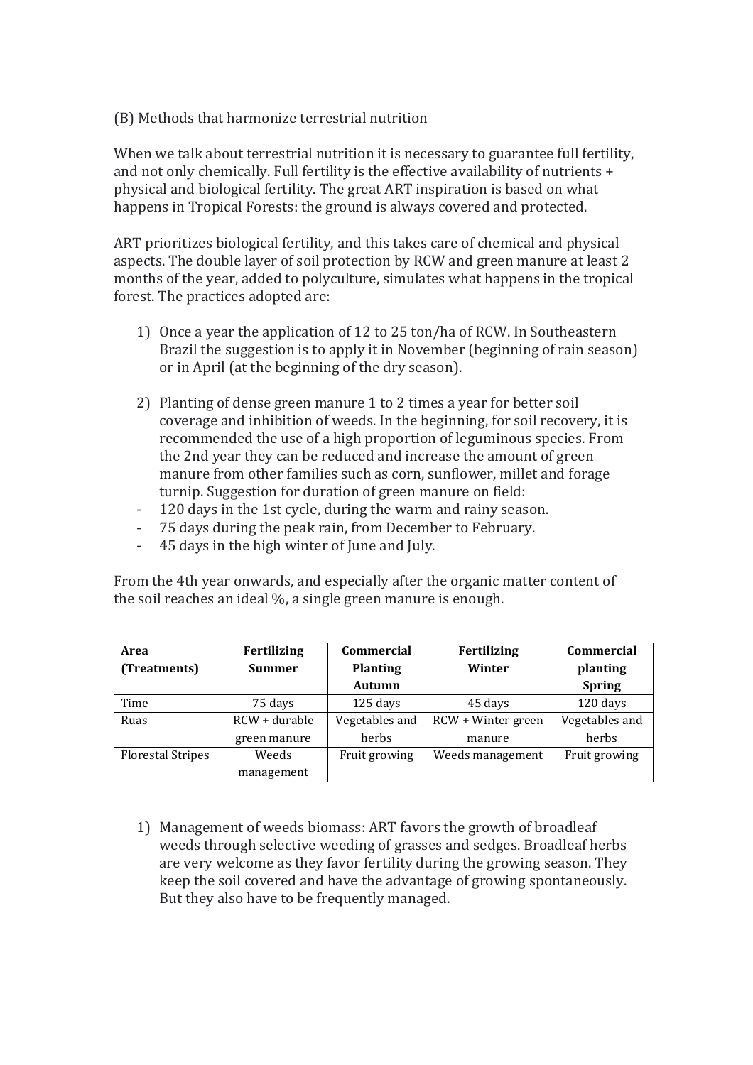(B) Methods that harmonize terrestrial nutrition

When we talk about terrestrial nutrition it is necessary to guarantee full fertility, and not only chemically. Full fertility is the effective availability of nutrients + physical and biological fertility. The great ART inspiration is based on what happens in Tropical Forests: the ground is always covered and protected.

ART prioritizes biological fertility, and this takes care of chemical and physical aspects. The double layer of soil protection by RCW and green manure at least 2 months of the year, added to polyculture, simulates what happens in the tropical forest. The practices adopted are:

1) Once a year the application of 12 to 25 ton/ha of RCW. In Southeastern Brazil the suggestion is to apply it in November (beginning of rain season) or in April (at the beginning of the dry season).

2) Planting of dense green manure 1 to 2 times a year for better soil coverage and inhibition of weeds. In the beginning, for soil recovery, it is recommended the use of a high proportion of leguminous species. From the 2nd year they can be reduced and increase the amount of green manure from other families such as corn, sunflower, millet and forage turnip. Suggestion for duration of green manure on field:

- 120 days in the 1st cycle, during the warm and rainy season.
- 75 days during the peak rain, from December to February.
- 45 days in the high winter of June and July.

From the 4th year onwards, and especially after the organic matter content of the soil reaches an ideal %, a single green manure is enough.

| **Area (Treatments)** | **Fertilizing Summer** | **Commercial Planting Autumn** | **Fertilizing Winter** | **Commercial planting Spring** |
|---|---|---|---|---|
| Time | 75 days | 125 days | 45 days | 120 days |
| Ruas | RCW + durable green manure | Vegetables and herbs | RCW + Winter green manure | Vegetables and herbs |
| Florestal Stripes | Weeds management | Fruit growing | Weeds management | Fruit growing |

1) Management of weeds biomass: ART favors the growth of broadleaf weeds through selective weeding of grasses and sedges. Broadleaf herbs are very welcome as they favor fertility during the growing season. They keep the soil covered and have the advantage of growing spontaneously. But they also have to be frequently managed.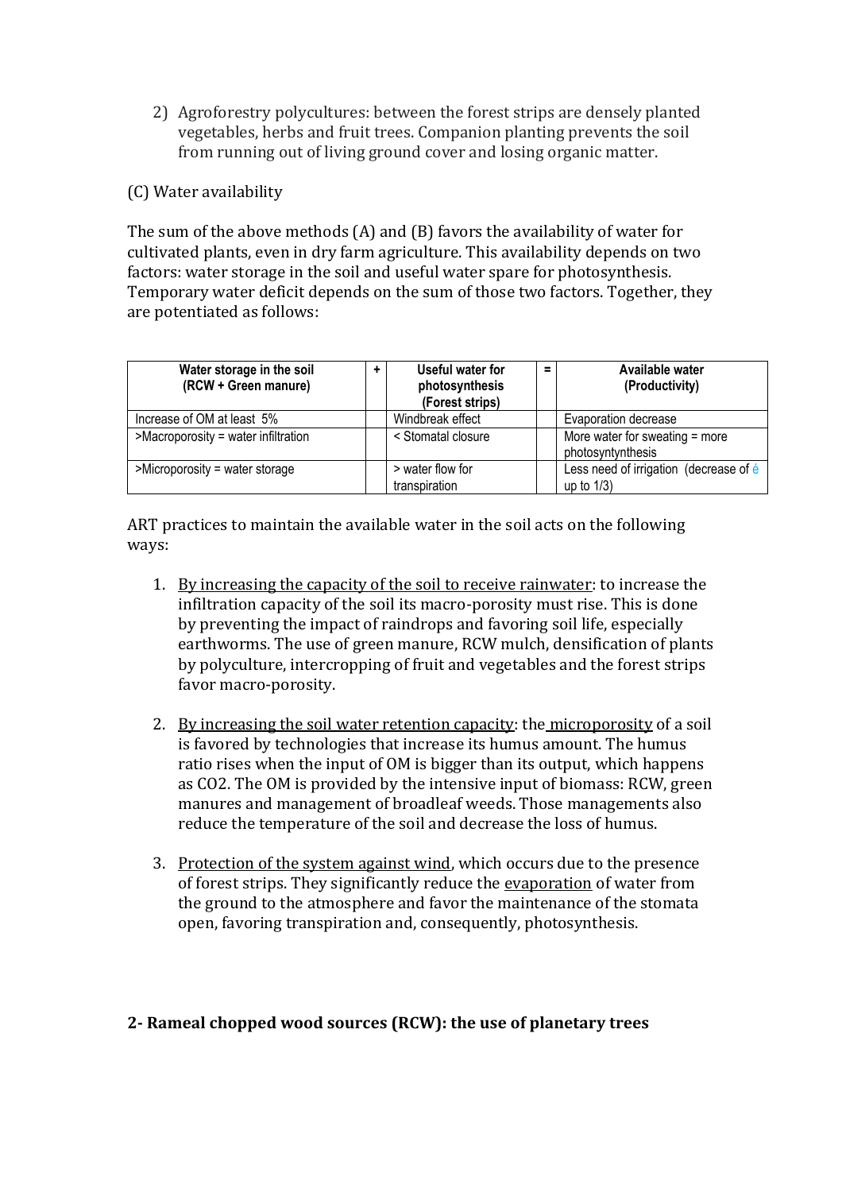2) Agroforestry polycultures: between the forest strips are densely planted vegetables, herbs and fruit trees. Companion planting prevents the soil from running out of living ground cover and losing organic matter.

(C) Water availability

The sum of the above methods (A) and (B) favors the availability of water for cultivated plants, even in dry farm agriculture. This availability depends on two factors: water storage in the soil and useful water spare for photosynthesis. Temporary water deficit depends on the sum of those two factors. Together, they are potentiated as follows:

| Water storage in the soil (RCW + Green manure) | + | Useful water for photosynthesis (Forest strips) | = | Available water (Productivity) |
|---|---|---|---|---|
| Increase of OM at least 5% | | Windbreak effect | | Evaporation decrease |
| >Macroporosity = water infiltration | | < Stomatal closure | | More water for sweating = more photosyntynthesis |
| >Microporosity = water storage | | > water flow for transpiration | | Less need of irrigation (decrease of é up to 1/3) |

ART practices to maintain the available water in the soil acts on the following ways:

1. By increasing the capacity of the soil to receive rainwater: to increase the infiltration capacity of the soil its macro-porosity must rise. This is done by preventing the impact of raindrops and favoring soil life, especially earthworms. The use of green manure, RCW mulch, densification of plants by polyculture, intercropping of fruit and vegetables and the forest strips favor macro-porosity.

2. By increasing the soil water retention capacity: the microporosity of a soil is favored by technologies that increase its humus amount. The humus ratio rises when the input of OM is bigger than its output, which happens as CO2. The OM is provided by the intensive input of biomass: RCW, green manures and management of broadleaf weeds. Those managements also reduce the temperature of the soil and decrease the loss of humus.

3. Protection of the system against wind, which occurs due to the presence of forest strips. They significantly reduce the evaporation of water from the ground to the atmosphere and favor the maintenance of the stomata open, favoring transpiration and, consequently, photosynthesis.

## 2- Rameal chopped wood sources (RCW): the use of planetary trees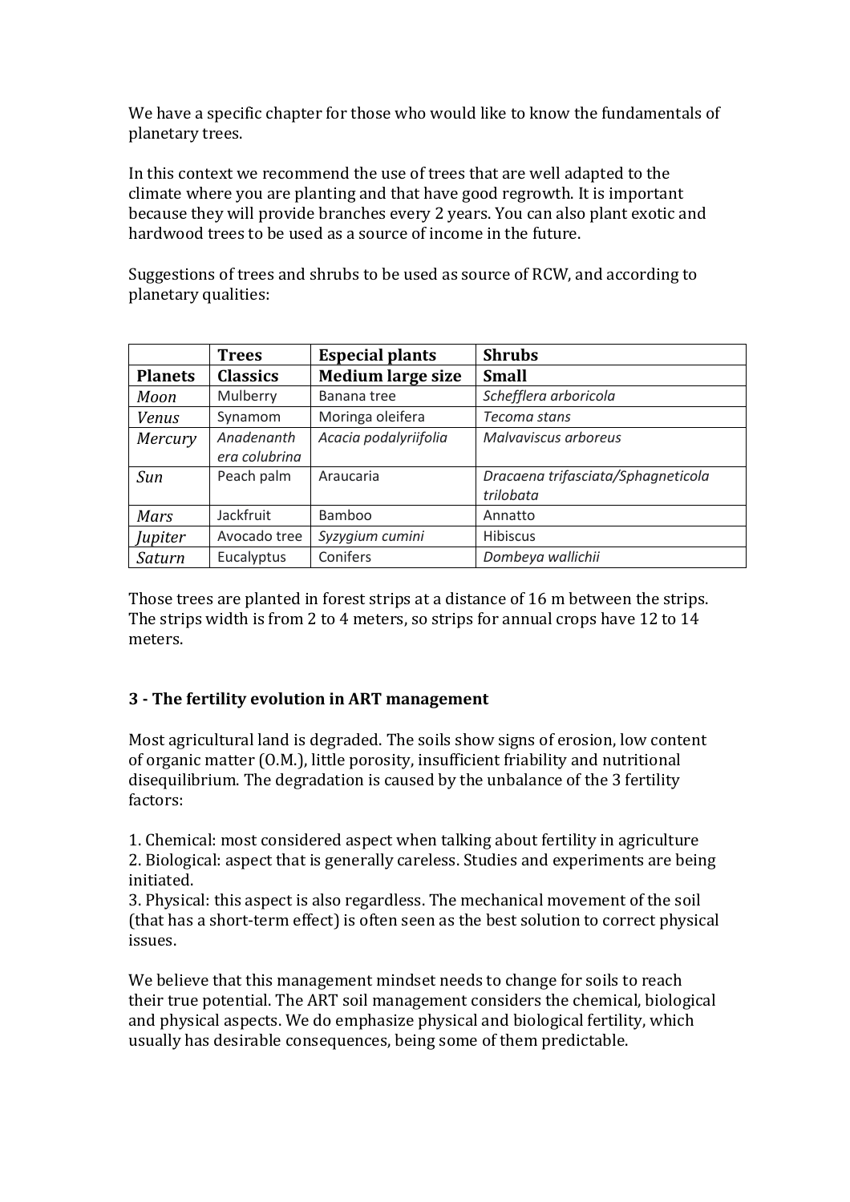We have a specific chapter for those who would like to know the fundamentals of planetary trees.

In this context we recommend the use of trees that are well adapted to the climate where you are planting and that have good regrowth. It is important because they will provide branches every 2 years. You can also plant exotic and hardwood trees to be used as a source of income in the future.

Suggestions of trees and shrubs to be used as source of RCW, and according to planetary qualities:

| | **Trees** | **Especial plants** | **Shrubs** |
|---|---|---|---|
| **Planets** | **Classics** | **Medium large size** | **Small** |
| *Moon* | Mulberry | Banana tree | *Schefflera arboricola* |
| *Venus* | Synamom | Moringa oleifera | *Tecoma stans* |
| *Mercury* | *Anadenanthera colubrina* | *Acacia podalyriifolia* | *Malvaviscus arboreus* |
| *Sun* | Peach palm | Araucaria | *Dracaena trifasciata/Sphagneticola trilobata* |
| *Mars* | Jackfruit | Bamboo | Annatto |
| *Jupiter* | Avocado tree | *Syzygium cumini* | Hibiscus |
| *Saturn* | Eucalyptus | Conifers | *Dombeya wallichii* |

Those trees are planted in forest strips at a distance of 16 m between the strips. The strips width is from 2 to 4 meters, so strips for annual crops have 12 to 14 meters.

### 3 - The fertility evolution in ART management

Most agricultural land is degraded. The soils show signs of erosion, low content of organic matter (O.M.), little porosity, insufficient friability and nutritional disequilibrium. The degradation is caused by the unbalance of the 3 fertility factors:

1. Chemical: most considered aspect when talking about fertility in agriculture
2. Biological: aspect that is generally careless. Studies and experiments are being initiated.
3. Physical: this aspect is also regardless. The mechanical movement of the soil (that has a short-term effect) is often seen as the best solution to correct physical issues.

We believe that this management mindset needs to change for soils to reach their true potential. The ART soil management considers the chemical, biological and physical aspects. We do emphasize physical and biological fertility, which usually has desirable consequences, being some of them predictable.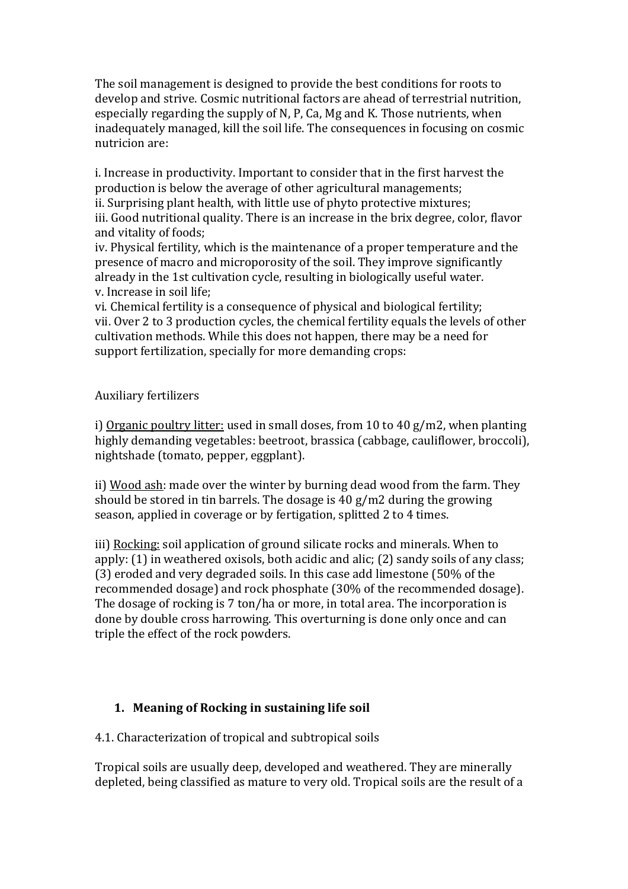The soil management is designed to provide the best conditions for roots to develop and strive. Cosmic nutritional factors are ahead of terrestrial nutrition, especially regarding the supply of N, P, Ca, Mg and K. Those nutrients, when inadequately managed, kill the soil life. The consequences in focusing on cosmic nutricion are:

i. Increase in productivity. Important to consider that in the first harvest the production is below the average of other agricultural managements;
ii. Surprising plant health, with little use of phyto protective mixtures;
iii. Good nutritional quality. There is an increase in the brix degree, color, flavor and vitality of foods;
iv. Physical fertility, which is the maintenance of a proper temperature and the presence of macro and microporosity of the soil. They improve significantly already in the 1st cultivation cycle, resulting in biologically useful water.
v. Increase in soil life;
vi. Chemical fertility is a consequence of physical and biological fertility;
vii. Over 2 to 3 production cycles, the chemical fertility equals the levels of other cultivation methods. While this does not happen, there may be a need for support fertilization, specially for more demanding crops:

Auxiliary fertilizers

i) Organic poultry litter: used in small doses, from 10 to 40 g/m2, when planting highly demanding vegetables: beetroot, brassica (cabbage, cauliflower, broccoli), nightshade (tomato, pepper, eggplant).

ii) Wood ash: made over the winter by burning dead wood from the farm. They should be stored in tin barrels. The dosage is 40 g/m2 during the growing season, applied in coverage or by fertigation, splitted 2 to 4 times.

iii) Rocking: soil application of ground silicate rocks and minerals. When to apply: (1) in weathered oxisols, both acidic and alic; (2) sandy soils of any class; (3) eroded and very degraded soils. In this case add limestone (50% of the recommended dosage) and rock phosphate (30% of the recommended dosage). The dosage of rocking is 7 ton/ha or more, in total area. The incorporation is done by double cross harrowing. This overturning is done only once and can triple the effect of the rock powders.

## 1. Meaning of Rocking in sustaining life soil

4.1. Characterization of tropical and subtropical soils

Tropical soils are usually deep, developed and weathered. They are minerally depleted, being classified as mature to very old. Tropical soils are the result of a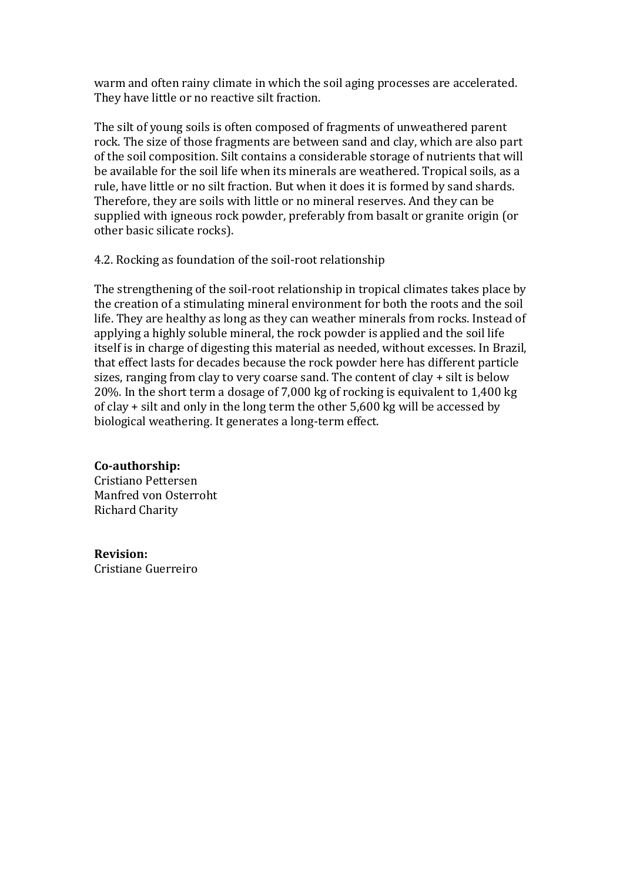warm and often rainy climate in which the soil aging processes are accelerated. They have little or no reactive silt fraction.

The silt of young soils is often composed of fragments of unweathered parent rock. The size of those fragments are between sand and clay, which are also part of the soil composition. Silt contains a considerable storage of nutrients that will be available for the soil life when its minerals are weathered. Tropical soils, as a rule, have little or no silt fraction. But when it does it is formed by sand shards. Therefore, they are soils with little or no mineral reserves. And they can be supplied with igneous rock powder, preferably from basalt or granite origin (or other basic silicate rocks).

## 4.2. Rocking as foundation of the soil-root relationship

The strengthening of the soil-root relationship in tropical climates takes place by the creation of a stimulating mineral environment for both the roots and the soil life. They are healthy as long as they can weather minerals from rocks. Instead of applying a highly soluble mineral, the rock powder is applied and the soil life itself is in charge of digesting this material as needed, without excesses. In Brazil, that effect lasts for decades because the rock powder here has different particle sizes, ranging from clay to very coarse sand. The content of clay + silt is below 20%. In the short term a dosage of 7,000 kg of rocking is equivalent to 1,400 kg of clay + silt and only in the long term the other 5,600 kg will be accessed by biological weathering. It generates a long-term effect.

**Co-authorship:**
Cristiano Pettersen
Manfred von Osterroht
Richard Charity

**Revision:**
Cristiane Guerreiro